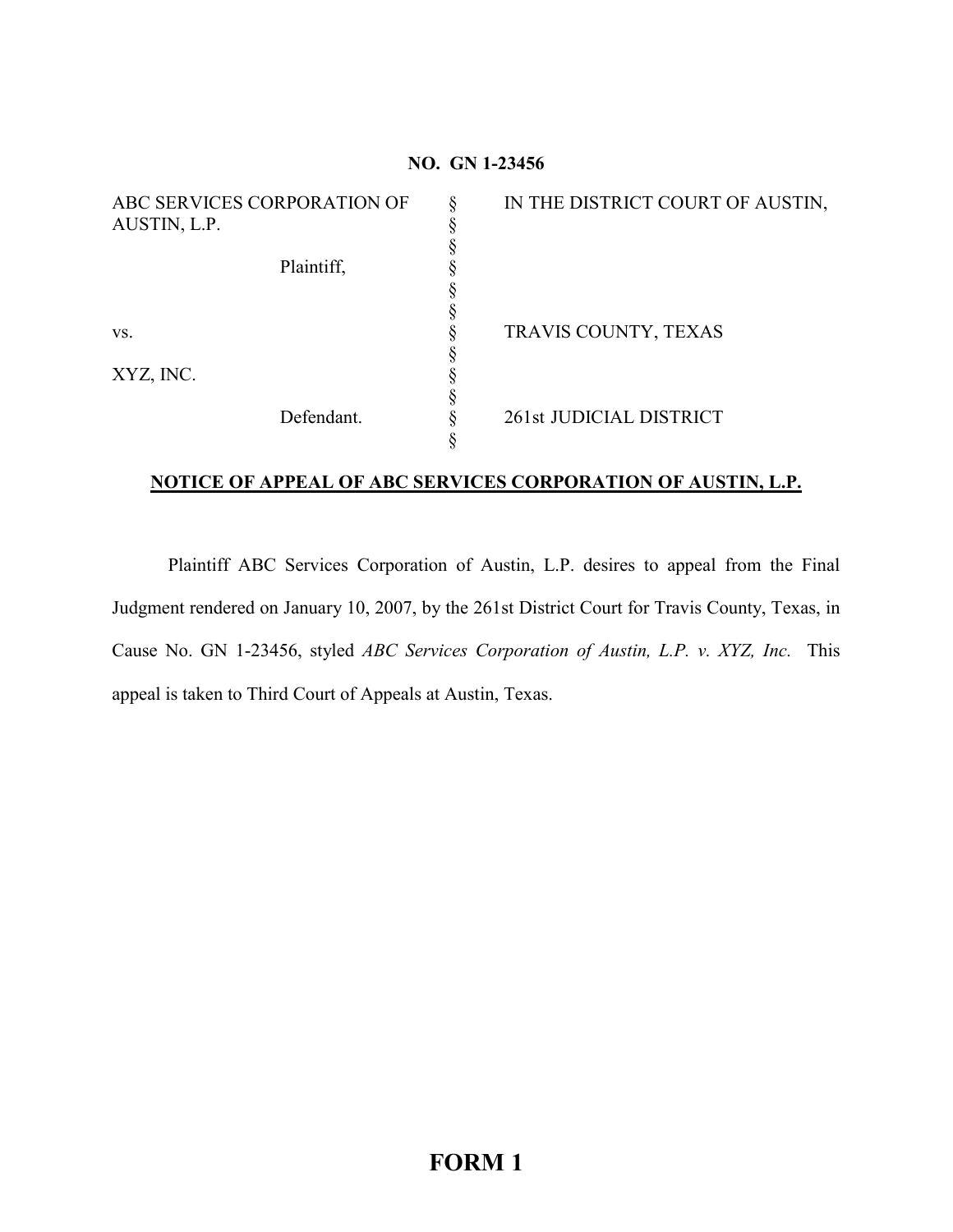**NO. GN 1-23456**

| ABC SERVICES CORPORATION OF AUSTIN, L.P. | § | IN THE DISTRICT COURT OF AUSTIN, |
|---|---|---|
| Plaintiff, | § | |
| vs. | § | TRAVIS COUNTY, TEXAS |
| XYZ, INC. | § | |
| Defendant. | § | 261st JUDICIAL DISTRICT |

**NOTICE OF APPEAL OF ABC SERVICES CORPORATION OF AUSTIN, L.P.**

Plaintiff ABC Services Corporation of Austin, L.P. desires to appeal from the Final Judgment rendered on January 10, 2007, by the 261st District Court for Travis County, Texas, in Cause No. GN 1-23456, styled *ABC Services Corporation of Austin, L.P. v. XYZ, Inc.* This appeal is taken to Third Court of Appeals at Austin, Texas.

# FORM 1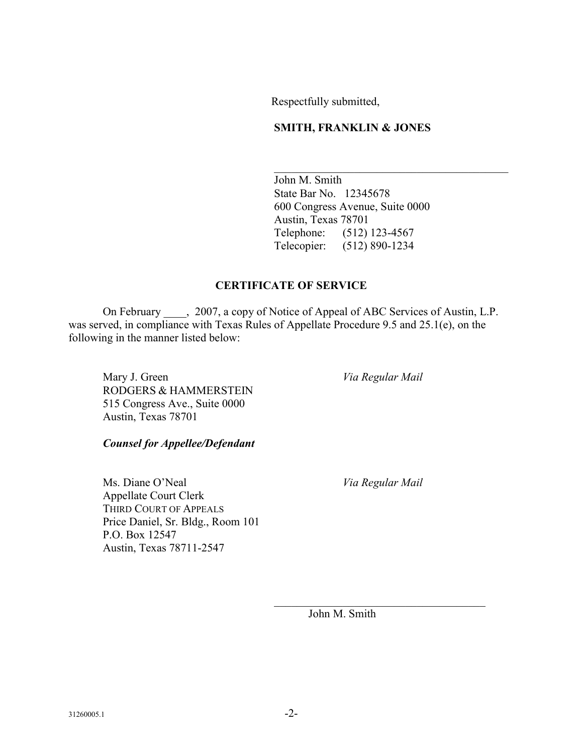Respectfully submitted,

**SMITH, FRANKLIN & JONES**

\_\_\_\_\_\_\_\_\_\_\_\_\_\_\_\_\_\_\_\_\_\_\_\_\_\_\_\_\_\_\_\_\_\_\_\_\_\_\_\_\_\_\_\_

John M. Smith
State Bar No. 12345678
600 Congress Avenue, Suite 0000
Austin, Texas 78701
Telephone: (512) 123-4567
Telecopier: (512) 890-1234

## CERTIFICATE OF SERVICE

On February \_\_\_\_, 2007, a copy of Notice of Appeal of ABC Services of Austin, L.P. was served, in compliance with Texas Rules of Appellate Procedure 9.5 and 25.1(e), on the following in the manner listed below:

Mary J. Green
RODGERS & HAMMERSTEIN
515 Congress Ave., Suite 0000
Austin, Texas 78701

*Via Regular Mail*

***Counsel for Appellee/Defendant***

Ms. Diane O'Neal
Appellate Court Clerk
THIRD COURT OF APPEALS
Price Daniel, Sr. Bldg., Room 101
P.O. Box 12547
Austin, Texas 78711-2547

*Via Regular Mail*

\_\_\_\_\_\_\_\_\_\_\_\_\_\_\_\_\_\_\_\_\_\_\_\_\_\_\_\_\_\_\_\_\_\_\_\_\_\_\_\_

John M. Smith

31260005.1